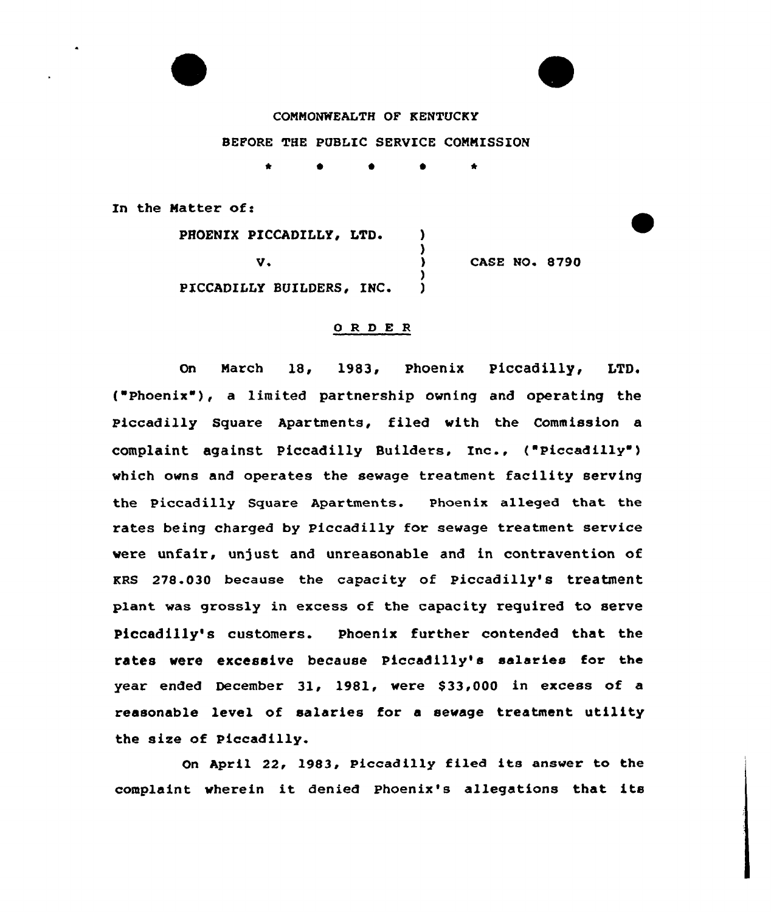COMMONWEALTH OF KENTUCKY

BEFORE THE PUBLIC SERVICE COMMISSION

\* \* \* \* \*

In the Matter of:

PHOENIX PICCADILLY, LTD.
v.
PICCADILLY BUILDERS, INC.

CASE NO. 8790

## ORDER

On March 18, 1983, Phoenix Piccadilly, LTD. ("Phoenix"), a limited partnership owning and operating the Piccadilly Square Apartments, filed with the Commission a complaint against Piccadilly Builders, Inc., ("Piccadilly") which owns and operates the sewage treatment facility serving the Piccadilly Square Apartments. Phoenix alleged that the rates being charged by Piccadilly for sewage treatment service were unfair, unjust and unreasonable and in contravention of KRS 278.030 because the capacity of Piccadilly's treatment plant was grossly in excess of the capacity required to serve Piccadilly's customers. Phoenix further contended that the rates were excessive because Piccadilly's salaries for the year ended December 31, 1981, were $33,000 in excess of a reasonable level of salaries for a sewage treatment utility the size of Piccadilly.

On April 22, 1983, Piccadilly filed its answer to the complaint wherein it denied Phoenix's allegations that its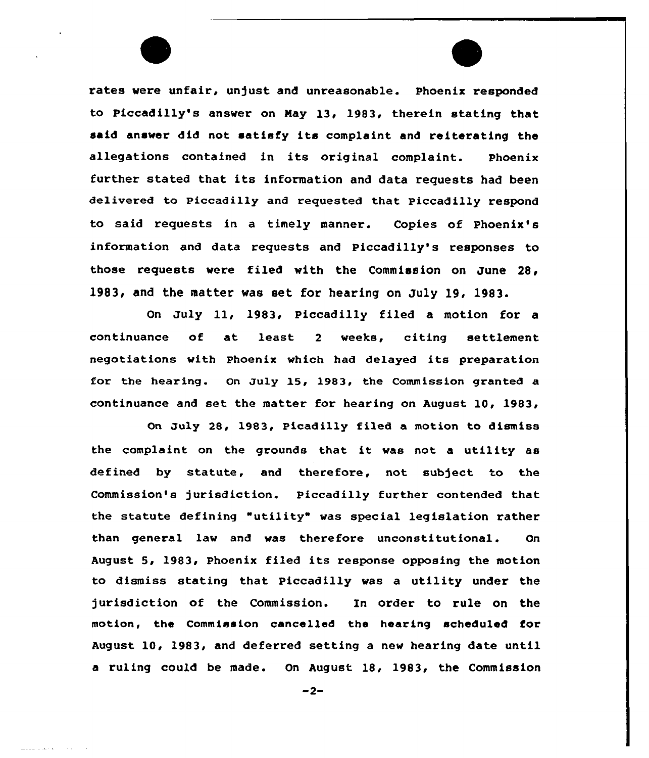rates were unfair, unjust and unreasonable. Phoenix responded to Piccadilly's answer on May 13, 1983, therein stating that said answer did not satisfy its complaint and reiterating the allegations contained in its original complaint. Phoenix further stated that its information and data requests had been delivered to Piccadilly and requested that Piccadilly respond to said requests in a timely manner. Copies of Phoenix's information and data requests and Piccadilly's responses to those requests were filed with the Commission on June 28, 1983, and the matter was set for hearing on July 19, 1983.

On July 11, 1983, Piccadilly filed a motion for a continuance of at least 2 weeks, citing settlement negotiations with Phoenix which had delayed its preparation for the hearing. On July 15, 1983, the Commission granted a continuance and set the matter for hearing on August 10, 1983,

On July 28, 1983, Picadilly filed a motion to dismiss the complaint on the grounds that it was not a utility as defined by statute, and therefore, not subject to the Commission's jurisdiction. Piccadilly further contended that the statute defining "utility" was special legislation rather than general law and was therefore unconstitutional. On August 5, 1983, Phoenix filed its response opposing the motion to dismiss stating that Piccadilly was a utility under the jurisdiction of the Commission. In order to rule on the motion, the Commission cancelled the hearing scheduled for August 10, 1983, and deferred setting a new hearing date until a ruling could be made. On August 18, 1983, the Commission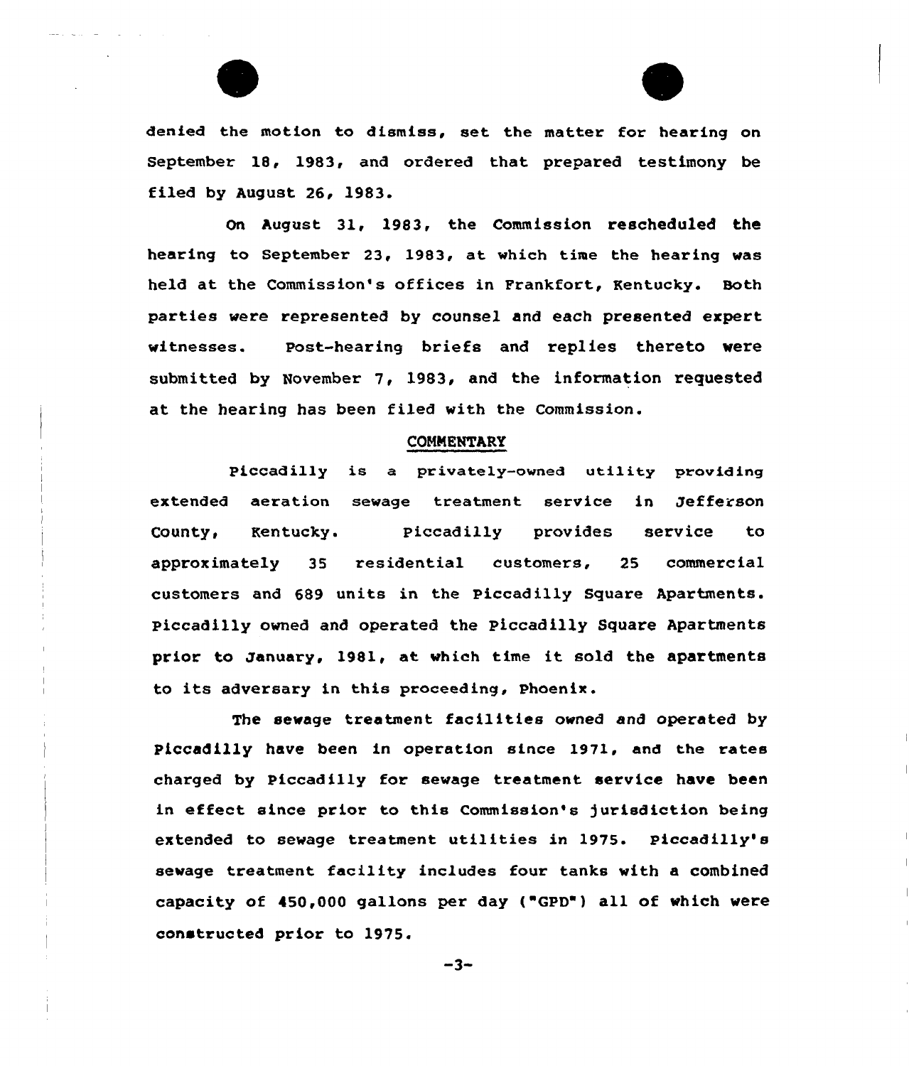denied the motion to dismiss, set the matter for hearing on September 18, 1983, and ordered that prepared testimony be filed by August 26, 1983.

On August 31, 1983, the Commission rescheduled the hearing to September 23, 1983, at which time the hearing was held at the Commission's offices in Frankfort, Kentucky. Both parties were represented by counsel and each presented expert witnesses. Post-hearing briefs and replies thereto were submitted by November 7, 1983, and the information requested at the hearing has been filed with the Commission.

## COMMENTARY

Piccadilly is a privately-owned utility providing extended aeration sewage treatment service in Jefferson County, Kentucky. Piccadilly provides service to approximately 35 residential customers, 25 commercial customers and 689 units in the Piccadilly Square Apartments. Piccadilly owned and operated the Piccadilly Square Apartments prior to January, 1981, at which time it sold the apartments to its adversary in this proceeding, Phoenix.

The sewage treatment facilities owned and operated by Piccadilly have been in operation since 1971, and the rates charged by Piccadilly for sewage treatment service have been in effect since prior to this Commission's jurisdiction being extended to sewage treatment utilities in 1975. Piccadilly's sewage treatment facility includes four tanks with a combined capacity of 450,000 gallons per day ("GPD") all of which were constructed prior to 1975.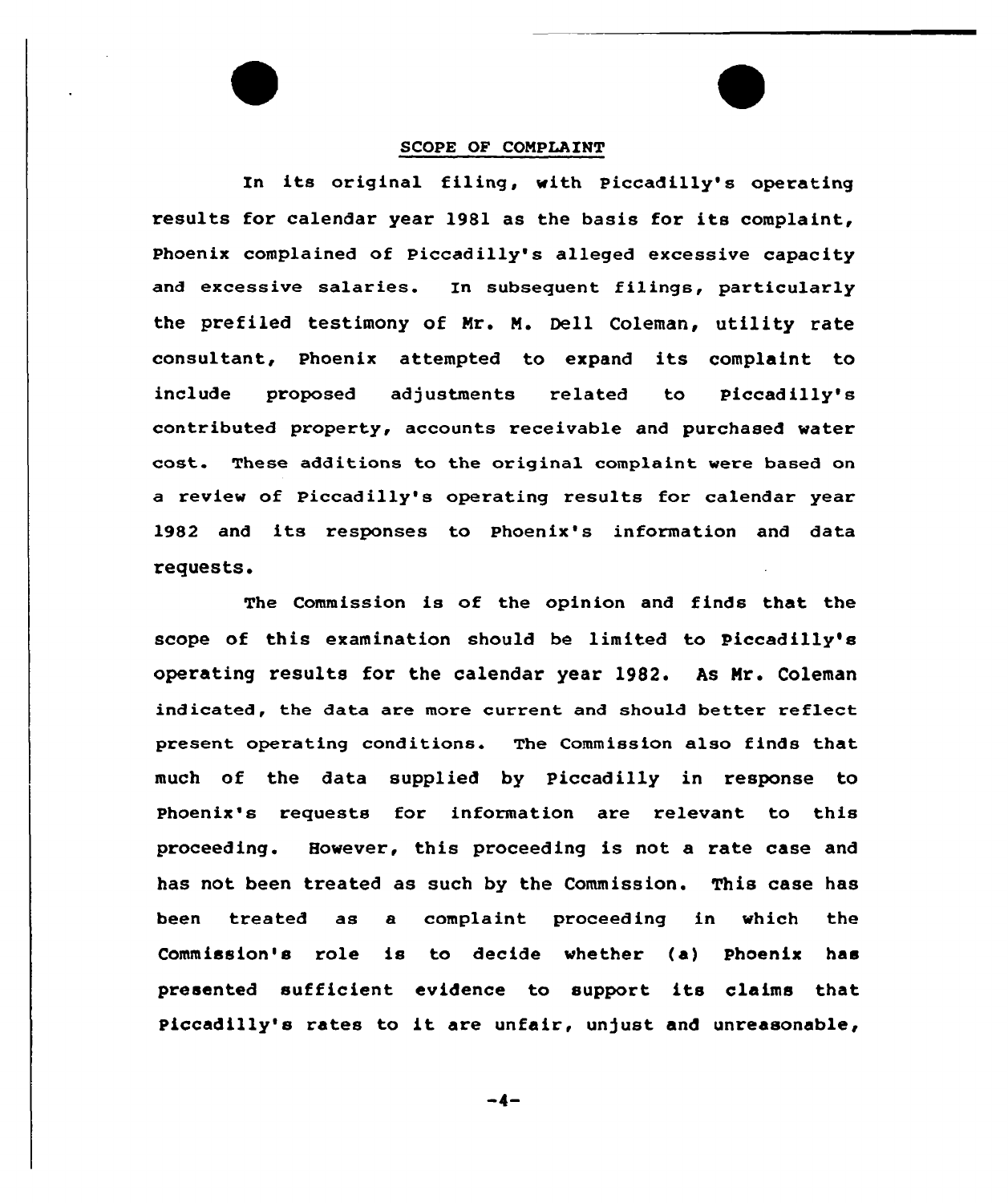## SCOPE OF COMPLAINT

In its original filing, with Piccadilly's operating results for calendar year 1981 as the basis for its complaint, Phoenix complained of Piccadilly's alleged excessive capacity and excessive salaries. In subsequent filings, particularly the prefiled testimony of Mr. M. Dell Coleman, utility rate consultant, Phoenix attempted to expand its complaint to include proposed adjustments related to Piccadilly's contributed property, accounts receivable and purchased water cost. These additions to the original complaint were based on a review of Piccadilly's operating results for calendar year 1982 and its responses to Phoenix's information and data requests.

The Commission is of the opinion and finds that the scope of this examination should be limited to Piccadilly's operating results for the calendar year 1982. As Mr. Coleman indicated, the data are more current and should better reflect present operating conditions. The Commission also finds that much of the data supplied by Piccadilly in response to Phoenix's requests for information are relevant to this proceeding. However, this proceeding is not a rate case and has not been treated as such by the Commission. This case has been treated as a complaint proceeding in which the Commission's role is to decide whether (a) Phoenix has presented sufficient evidence to support its claims that Piccadilly's rates to it are unfair, unjust and unreasonable,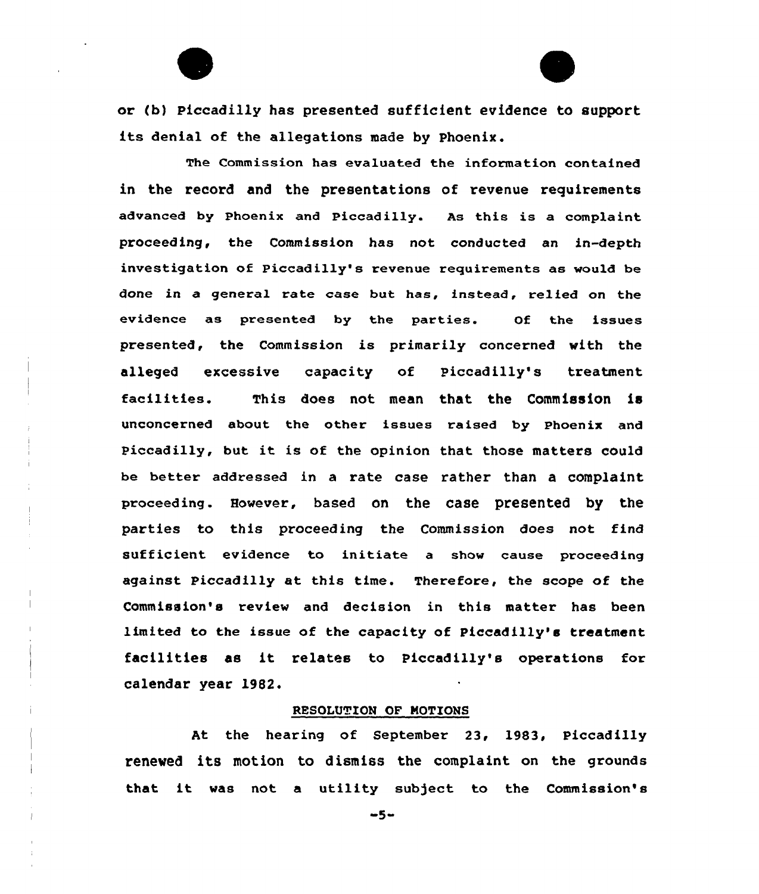or (b) Piccadilly has presented sufficient evidence to support its denial of the allegations made by Phoenix.

The Commission has evaluated the information contained in the record and the presentations of revenue requirements advanced by Phoenix and Piccadilly. As this is a complaint proceeding, the Commission has not conducted an in-depth investigation of Piccadilly's revenue requirements as would be done in a general rate case but has, instead, relied on the evidence as presented by the parties. Of the issues presented, the Commission is primarily concerned with the alleged excessive capacity of Piccadilly's treatment facilities. This does not mean that the Commission is unconcerned about the other issues raised by Phoenix and Piccadilly, but it is of the opinion that those matters could be better addressed in a rate case rather than a complaint proceeding. However, based on the case presented by the parties to this proceeding the Commission does not find sufficient evidence to initiate a show cause proceeding against Piccadilly at this time. Therefore, the scope of the Commission's review and decision in this matter has been limited to the issue of the capacity of Piccadilly's treatment facilities as it relates to Piccadilly's operations for calendar year 1982.

RESOLUTION OF MOTIONS

At the hearing of September 23, 1983, Piccadilly renewed its motion to dismiss the complaint on the grounds that it was not a utility subject to the Commission's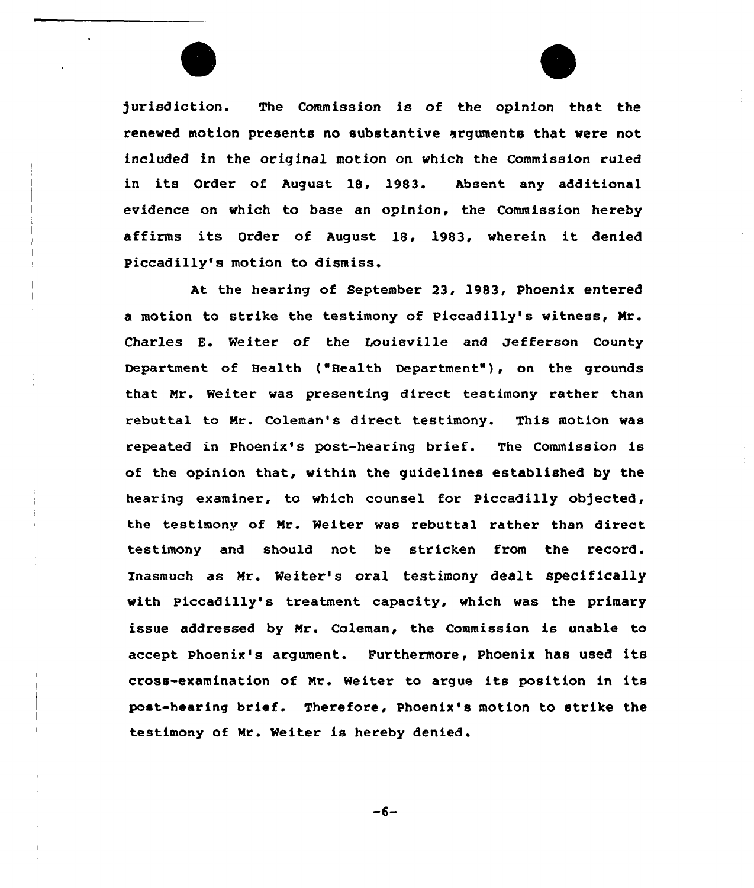jurisdiction. The Commission is of the opinion that the renewed motion presents no substantive arguments that were not included in the original motion on which the Commission ruled in its Order of August 18, 1983. Absent any additional evidence on which to base an opinion, the Commission hereby affirms its Order of August 18, 1983, wherein it denied Piccadilly's motion to dismiss.

At the hearing of September 23, 1983, Phoenix entered a motion to strike the testimony of Piccadilly's witness, Mr. Charles E. Weiter of the Louisville and Jefferson County Department of Health ("Health Department"), on the grounds that Mr. Weiter was presenting direct testimony rather than rebuttal to Mr. Coleman's direct testimony. This motion was repeated in Phoenix's post-hearing brief. The Commission is of the opinion that, within the guidelines established by the hearing examiner, to which counsel for Piccadilly objected, the testimony of Mr. Weiter was rebuttal rather than direct testimony and should not be stricken from the record. Inasmuch as Mr. Weiter's oral testimony dealt specifically with Piccadilly's treatment capacity, which was the primary issue addressed by Mr. Coleman, the Commission is unable to accept Phoenix's argument. Furthermore, Phoenix has used its cross-examination of Mr. Weiter to argue its position in its post-hearing brief. Therefore, Phoenix's motion to strike the testimony of Mr. Weiter is hereby denied.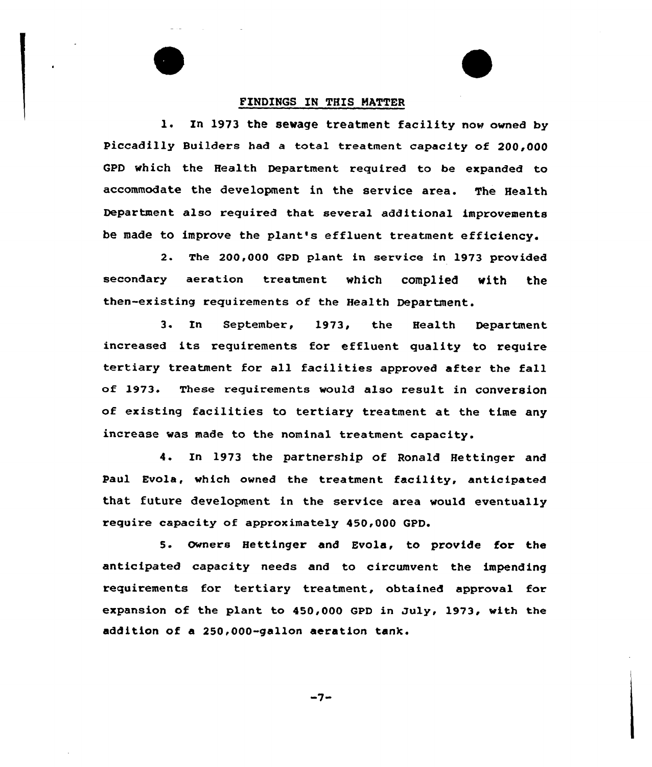## FINDINGS IN THIS MATTER

1. In 1973 the sewage treatment facility now owned by Piccadilly Builders had a total treatment capacity of 200,000 GPD which the Health Department required to be expanded to accommodate the development in the service area. The Health Department also required that several additional improvements be made to improve the plant's effluent treatment efficiency.

2. The 200,000 GPD plant in service in 1973 provided secondary aeration treatment which complied with the then-existing requirements of the Health Department.

3. In September, 1973, the Health Department increased its requirements for effluent quality to require tertiary treatment for all facilities approved after the fall of 1973. These requirements would also result in conversion of existing facilities to tertiary treatment at the time any increase was made to the nominal treatment capacity.

4. In 1973 the partnership of Ronald Hettinger and Paul Evola, which owned the treatment facility, anticipated that future development in the service area would eventually require capacity of approximately 450,000 GPD.

5. Owners Hettinger and Evola, to provide for the anticipated capacity needs and to circumvent the impending requirements for tertiary treatment, obtained approval for expansion of the plant to 450,000 GPD in July, 1973, with the addition of a 250,000-gallon aeration tank.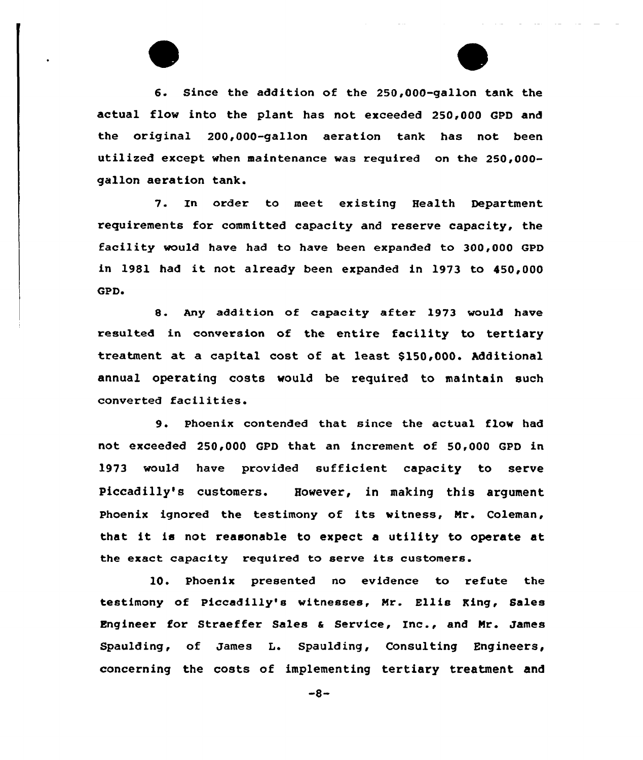6. Since the addition of the 250,000-gallon tank the actual flow into the plant has not exceeded 250,000 GPD and the original 200,000-gallon aeration tank has not been utilized except when maintenance was required on the 250,000-gallon aeration tank.

7. In order to meet existing Health Department requirements for committed capacity and reserve capacity, the facility would have had to have been expanded to 300,000 GPD in 1981 had it not already been expanded in 1973 to 450,000 GPD.

8. Any addition of capacity after 1973 would have resulted in conversion of the entire facility to tertiary treatment at a capital cost of at least $150,000. Additional annual operating costs would be required to maintain such converted facilities.

9. Phoenix contended that since the actual flow had not exceeded 250,000 GPD that an increment of 50,000 GPD in 1973 would have provided sufficient capacity to serve Piccadilly's customers. However, in making this argument Phoenix ignored the testimony of its witness, Mr. Coleman, that it is not reasonable to expect a utility to operate at the exact capacity required to serve its customers.

10. Phoenix presented no evidence to refute the testimony of Piccadilly's witnesses, Mr. Ellis King, Sales Engineer for Straeffer Sales & Service, Inc., and Mr. James Spaulding, of James L. Spaulding, Consulting Engineers, concerning the costs of implementing tertiary treatment and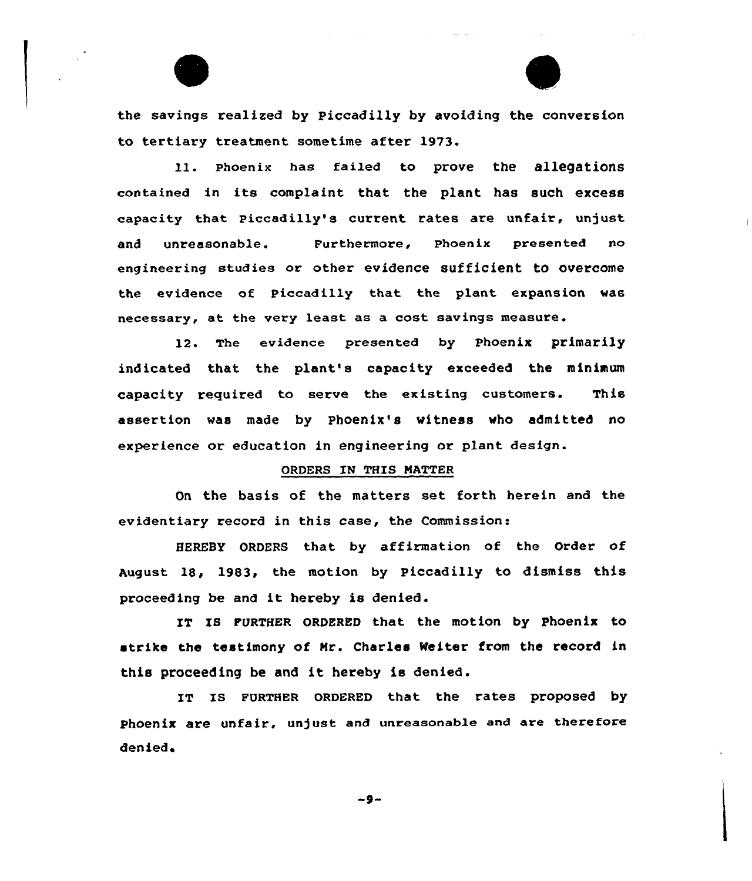the savings realized by Piccadilly by avoiding the conversion to tertiary treatment sometime after 1973.

11. Phoenix has failed to prove the allegations contained in its complaint that the plant has such excess capacity that Piccadilly's current rates are unfair, unjust and unreasonable. Furthermore, Phoenix presented no engineering studies or other evidence sufficient to overcome the evidence of Piccadilly that the plant expansion was necessary, at the very least as a cost savings measure.

12. The evidence presented by Phoenix primarily indicated that the plant's capacity exceeded the minimum capacity required to serve the existing customers. This assertion was made by Phoenix's witness who admitted no experience or education in engineering or plant design.

## ORDERS IN THIS MATTER

On the basis of the matters set forth herein and the evidentiary record in this case, the Commission:

HEREBY ORDERS that by affirmation of the Order of August 18, 1983, the motion by Piccadilly to dismiss this proceeding be and it hereby is denied.

IT IS FURTHER ORDERED that the motion by Phoenix to strike the testimony of Mr. Charles Weiter from the record in this proceeding be and it hereby is denied.

IT IS FURTHER ORDERED that the rates proposed by Phoenix are unfair, unjust and unreasonable and are therefore denied.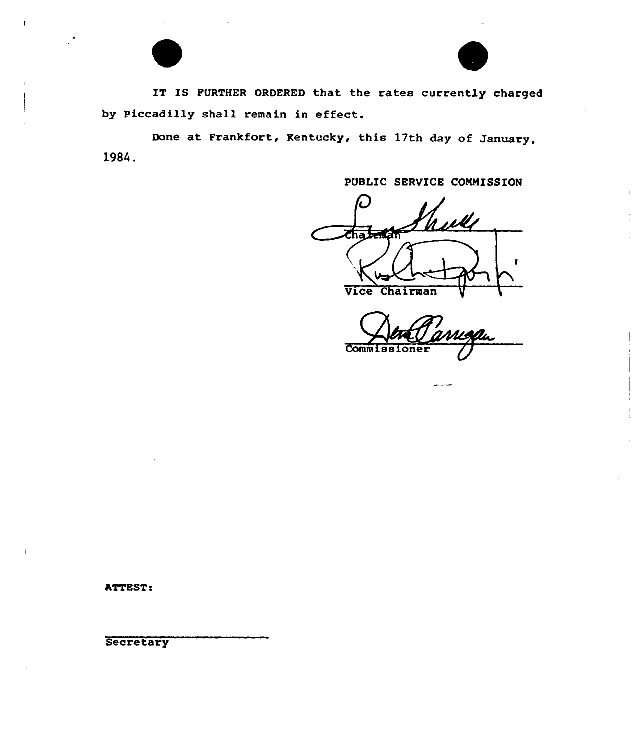IT IS FURTHER ORDERED that the rates currently charged by Piccadilly shall remain in effect.

Done at Frankfort, Kentucky, this 17th day of January, 1984.

PUBLIC SERVICE COMMISSION

Chairman

Vice Chairman

Commissioner

ATTEST:

Secretary